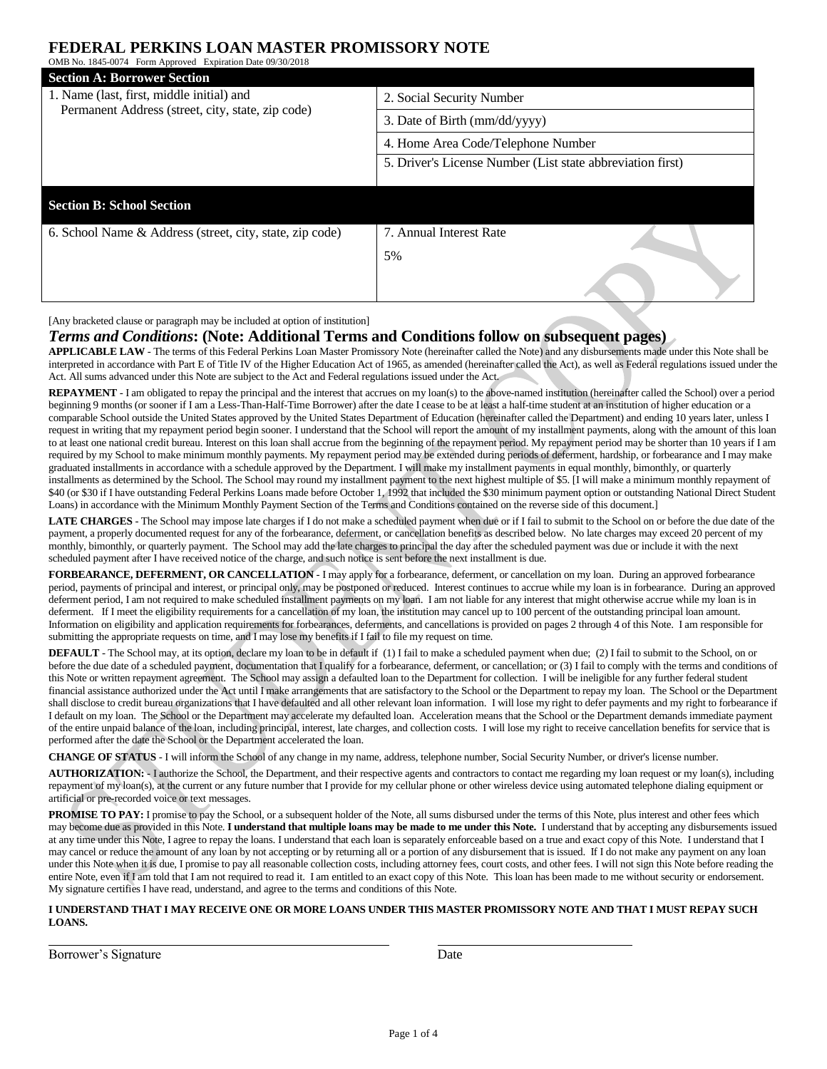# FEDERAL PERKINS LOAN MASTER PROMISSORY NOTE

OMB No. 1845-0074 Form Approved Expiration Date 09/30/2018

| **Section A: Borrower Section** | |
|---|---|
| 1. Name (last, first, middle initial) and Permanent Address (street, city, state, zip code) | 2. Social Security Number |
| | 3. Date of Birth (mm/dd/yyyy) |
| | 4. Home Area Code/Telephone Number |
| | 5. Driver's License Number (List state abbreviation first) |

| **Section B: School Section** | |
|---|---|
| 6. School Name & Address (street, city, state, zip code) | 7. Annual Interest Rate<br>5% |

[Any bracketed clause or paragraph may be included at option of institution]

## *Terms and Conditions*: (Note: Additional Terms and Conditions follow on subsequent pages)

**APPLICABLE LAW** - The terms of this Federal Perkins Loan Master Promissory Note (hereinafter called the Note) and any disbursements made under this Note shall be interpreted in accordance with Part E of Title IV of the Higher Education Act of 1965, as amended (hereinafter called the Act), as well as Federal regulations issued under the Act. All sums advanced under this Note are subject to the Act and Federal regulations issued under the Act.

**REPAYMENT** - I am obligated to repay the principal and the interest that accrues on my loan(s) to the above-named institution (hereinafter called the School) over a period beginning 9 months (or sooner if I am a Less-Than-Half-Time Borrower) after the date I cease to be at least a half-time student at an institution of higher education or a comparable School outside the United States approved by the United States Department of Education (hereinafter called the Department) and ending 10 years later, unless I request in writing that my repayment period begin sooner. I understand that the School will report the amount of my installment payments, along with the amount of this loan to at least one national credit bureau. Interest on this loan shall accrue from the beginning of the repayment period. My repayment period may be shorter than 10 years if I am required by my School to make minimum monthly payments. My repayment period may be extended during periods of deferment, hardship, or forbearance and I may make graduated installments in accordance with a schedule approved by the Department. I will make my installment payments in equal monthly, bimonthly, or quarterly installments as determined by the School. The School may round my installment payment to the next highest multiple of $5. [I will make a minimum monthly repayment of $40 (or $30 if I have outstanding Federal Perkins Loans made before October 1, 1992 that included the $30 minimum payment option or outstanding National Direct Student Loans) in accordance with the Minimum Monthly Payment Section of the Terms and Conditions contained on the reverse side of this document.]

**LATE CHARGES** - The School may impose late charges if I do not make a scheduled payment when due or if I fail to submit to the School on or before the due date of the payment, a properly documented request for any of the forbearance, deferment, or cancellation benefits as described below. No late charges may exceed 20 percent of my monthly, bimonthly, or quarterly payment. The School may add the late charges to principal the day after the scheduled payment was due or include it with the next scheduled payment after I have received notice of the charge, and such notice is sent before the next installment is due.

**FORBEARANCE, DEFERMENT, OR CANCELLATION** - I may apply for a forbearance, deferment, or cancellation on my loan. During an approved forbearance period, payments of principal and interest, or principal only, may be postponed or reduced. Interest continues to accrue while my loan is in forbearance. During an approved deferment period, I am not required to make scheduled installment payments on my loan. I am not liable for any interest that might otherwise accrue while my loan is in deferment. If I meet the eligibility requirements for a cancellation of my loan, the institution may cancel up to 100 percent of the outstanding principal loan amount. Information on eligibility and application requirements for forbearances, deferments, and cancellations is provided on pages 2 through 4 of this Note. I am responsible for submitting the appropriate requests on time, and I may lose my benefits if I fail to file my request on time.

**DEFAULT** - The School may, at its option, declare my loan to be in default if (1) I fail to make a scheduled payment when due; (2) I fail to submit to the School, on or before the due date of a scheduled payment, documentation that I qualify for a forbearance, deferment, or cancellation; or (3) I fail to comply with the terms and conditions of this Note or written repayment agreement. The School may assign a defaulted loan to the Department for collection. I will be ineligible for any further federal student financial assistance authorized under the Act until I make arrangements that are satisfactory to the School or the Department to repay my loan. The School or the Department shall disclose to credit bureau organizations that I have defaulted and all other relevant loan information. I will lose my right to defer payments and my right to forbearance if I default on my loan. The School or the Department may accelerate my defaulted loan. Acceleration means that the School or the Department demands immediate payment of the entire unpaid balance of the loan, including principal, interest, late charges, and collection costs. I will lose my right to receive cancellation benefits for service that is performed after the date the School or the Department accelerated the loan.

**CHANGE OF STATUS** - I will inform the School of any change in my name, address, telephone number, Social Security Number, or driver's license number.

**AUTHORIZATION:** - I authorize the School, the Department, and their respective agents and contractors to contact me regarding my loan request or my loan(s), including repayment of my loan(s), at the current or any future number that I provide for my cellular phone or other wireless device using automated telephone dialing equipment or artificial or pre-recorded voice or text messages.

**PROMISE TO PAY:** I promise to pay the School, or a subsequent holder of the Note, all sums disbursed under the terms of this Note, plus interest and other fees which may become due as provided in this Note. **I understand that multiple loans may be made to me under this Note.** I understand that by accepting any disbursements issued at any time under this Note, I agree to repay the loans. I understand that each loan is separately enforceable based on a true and exact copy of this Note. I understand that I may cancel or reduce the amount of any loan by not accepting or by returning all or a portion of any disbursement that is issued. If I do not make any payment on any loan under this Note when it is due, I promise to pay all reasonable collection costs, including attorney fees, court costs, and other fees. I will not sign this Note before reading the entire Note, even if I am told that I am not required to read it. I am entitled to an exact copy of this Note. This loan has been made to me without security or endorsement. My signature certifies I have read, understand, and agree to the terms and conditions of this Note.

**I UNDERSTAND THAT I MAY RECEIVE ONE OR MORE LOANS UNDER THIS MASTER PROMISSORY NOTE AND THAT I MUST REPAY SUCH LOANS.**

\_\_\_\_\_\_\_\_\_\_\_\_\_\_\_\_\_\_\_\_\_\_\_\_\_\_\_\_\_\_\_\_\_\_\_\_ \_\_\_\_\_\_\_\_\_\_\_\_\_\_\_\_\_\_\_\_

Borrower's Signature Date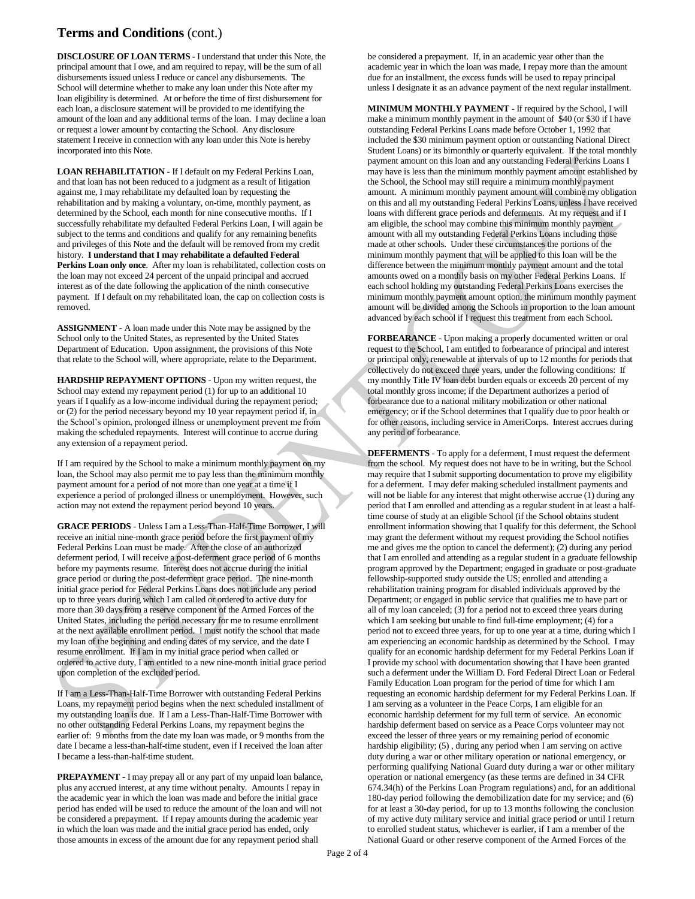## Terms and Conditions (cont.)

**DISCLOSURE OF LOAN TERMS** - I understand that under this Note, the principal amount that I owe, and am required to repay, will be the sum of all disbursements issued unless I reduce or cancel any disbursements. The School will determine whether to make any loan under this Note after my loan eligibility is determined. At or before the time of first disbursement for each loan, a disclosure statement will be provided to me identifying the amount of the loan and any additional terms of the loan. I may decline a loan or request a lower amount by contacting the School. Any disclosure statement I receive in connection with any loan under this Note is hereby incorporated into this Note.

**LOAN REHABILITATION** - If I default on my Federal Perkins Loan, and that loan has not been reduced to a judgment as a result of litigation against me, I may rehabilitate my defaulted loan by requesting the rehabilitation and by making a voluntary, on-time, monthly payment, as determined by the School, each month for nine consecutive months. If I successfully rehabilitate my defaulted Federal Perkins Loan, I will again be subject to the terms and conditions and qualify for any remaining benefits and privileges of this Note and the default will be removed from my credit history. **I understand that I may rehabilitate a defaulted Federal Perkins Loan only once**. After my loan is rehabilitated, collection costs on the loan may not exceed 24 percent of the unpaid principal and accrued interest as of the date following the application of the ninth consecutive payment. If I default on my rehabilitated loan, the cap on collection costs is removed.

**ASSIGNMENT** - A loan made under this Note may be assigned by the School only to the United States, as represented by the United States Department of Education. Upon assignment, the provisions of this Note that relate to the School will, where appropriate, relate to the Department.

**HARDSHIP REPAYMENT OPTIONS** - Upon my written request, the School may extend my repayment period (1) for up to an additional 10 years if I qualify as a low-income individual during the repayment period; or (2) for the period necessary beyond my 10 year repayment period if, in the School's opinion, prolonged illness or unemployment prevent me from making the scheduled repayments. Interest will continue to accrue during any extension of a repayment period.

If I am required by the School to make a minimum monthly payment on my loan, the School may also permit me to pay less than the minimum monthly payment amount for a period of not more than one year at a time if I experience a period of prolonged illness or unemployment. However, such action may not extend the repayment period beyond 10 years.

**GRACE PERIODS** - Unless I am a Less-Than-Half-Time Borrower, I will receive an initial nine-month grace period before the first payment of my Federal Perkins Loan must be made. After the close of an authorized deferment period, I will receive a post-deferment grace period of 6 months before my payments resume. Interest does not accrue during the initial grace period or during the post-deferment grace period. The nine-month initial grace period for Federal Perkins Loans does not include any period up to three years during which I am called or ordered to active duty for more than 30 days from a reserve component of the Armed Forces of the United States, including the period necessary for me to resume enrollment at the next available enrollment period. I must notify the school that made my loan of the beginning and ending dates of my service, and the date I resume enrollment. If I am in my initial grace period when called or ordered to active duty, I am entitled to a new nine-month initial grace period upon completion of the excluded period.

If I am a Less-Than-Half-Time Borrower with outstanding Federal Perkins Loans, my repayment period begins when the next scheduled installment of my outstanding loan is due. If I am a Less-Than-Half-Time Borrower with no other outstanding Federal Perkins Loans, my repayment begins the earlier of: 9 months from the date my loan was made, or 9 months from the date I became a less-than-half-time student, even if I received the loan after I became a less-than-half-time student.

**PREPAYMENT** - I may prepay all or any part of my unpaid loan balance, plus any accrued interest, at any time without penalty. Amounts I repay in the academic year in which the loan was made and before the initial grace period has ended will be used to reduce the amount of the loan and will not be considered a prepayment. If I repay amounts during the academic year in which the loan was made and the initial grace period has ended, only those amounts in excess of the amount due for any repayment period shall be considered a prepayment. If, in an academic year other than the academic year in which the loan was made, I repay more than the amount due for an installment, the excess funds will be used to repay principal unless I designate it as an advance payment of the next regular installment.

**MINIMUM MONTHLY PAYMENT** - If required by the School, I will make a minimum monthly payment in the amount of $40 (or $30 if I have outstanding Federal Perkins Loans made before October 1, 1992 that included the $30 minimum payment option or outstanding National Direct Student Loans) or its bimonthly or quarterly equivalent. If the total monthly payment amount on this loan and any outstanding Federal Perkins Loans I may have is less than the minimum monthly payment amount established by the School, the School may still require a minimum monthly payment amount. A minimum monthly payment amount will combine my obligation on this and all my outstanding Federal Perkins Loans, unless I have received loans with different grace periods and deferments. At my request and if I am eligible, the school may combine this minimum monthly payment amount with all my outstanding Federal Perkins Loans including those made at other schools. Under these circumstances the portions of the minimum monthly payment that will be applied to this loan will be the difference between the minimum monthly payment amount and the total amounts owed on a monthly basis on my other Federal Perkins Loans. If each school holding my outstanding Federal Perkins Loans exercises the minimum monthly payment amount option, the minimum monthly payment amount will be divided among the Schools in proportion to the loan amount advanced by each school if I request this treatment from each School.

**FORBEARANCE** - Upon making a properly documented written or oral request to the School, I am entitled to forbearance of principal and interest or principal only, renewable at intervals of up to 12 months for periods that collectively do not exceed three years, under the following conditions: If my monthly Title IV loan debt burden equals or exceeds 20 percent of my total monthly gross income; if the Department authorizes a period of forbearance due to a national military mobilization or other national emergency; or if the School determines that I qualify due to poor health or for other reasons, including service in AmeriCorps. Interest accrues during any period of forbearance.

**DEFERMENTS** - To apply for a deferment, I must request the deferment from the school. My request does not have to be in writing, but the School may require that I submit supporting documentation to prove my eligibility for a deferment. I may defer making scheduled installment payments and will not be liable for any interest that might otherwise accrue (1) during any period that I am enrolled and attending as a regular student in at least a half-time course of study at an eligible School (if the School obtains student enrollment information showing that I qualify for this deferment, the School may grant the deferment without my request providing the School notifies me and gives me the option to cancel the deferment); (2) during any period that I am enrolled and attending as a regular student in a graduate fellowship program approved by the Department; engaged in graduate or post-graduate fellowship-supported study outside the US; enrolled and attending a rehabilitation training program for disabled individuals approved by the Department; or engaged in public service that qualifies me to have part or all of my loan canceled; (3) for a period not to exceed three years during which I am seeking but unable to find full-time employment; (4) for a period not to exceed three years, for up to one year at a time, during which I am experiencing an economic hardship as determined by the School. I may qualify for an economic hardship deferment for my Federal Perkins Loan if I provide my school with documentation showing that I have been granted such a deferment under the William D. Ford Federal Direct Loan or Federal Family Education Loan program for the period of time for which I am requesting an economic hardship deferment for my Federal Perkins Loan. If I am serving as a volunteer in the Peace Corps, I am eligible for an economic hardship deferment for my full term of service. An economic hardship deferment based on service as a Peace Corps volunteer may not exceed the lesser of three years or my remaining period of economic hardship eligibility; (5) , during any period when I am serving on active duty during a war or other military operation or national emergency, or performing qualifying National Guard duty during a war or other military operation or national emergency (as these terms are defined in 34 CFR 674.34(h) of the Perkins Loan Program regulations) and, for an additional 180-day period following the demobilization date for my service; and (6) for at least a 30-day period, for up to 13 months following the conclusion of my active duty military service and initial grace period or until I return to enrolled student status, whichever is earlier, if I am a member of the National Guard or other reserve component of the Armed Forces of the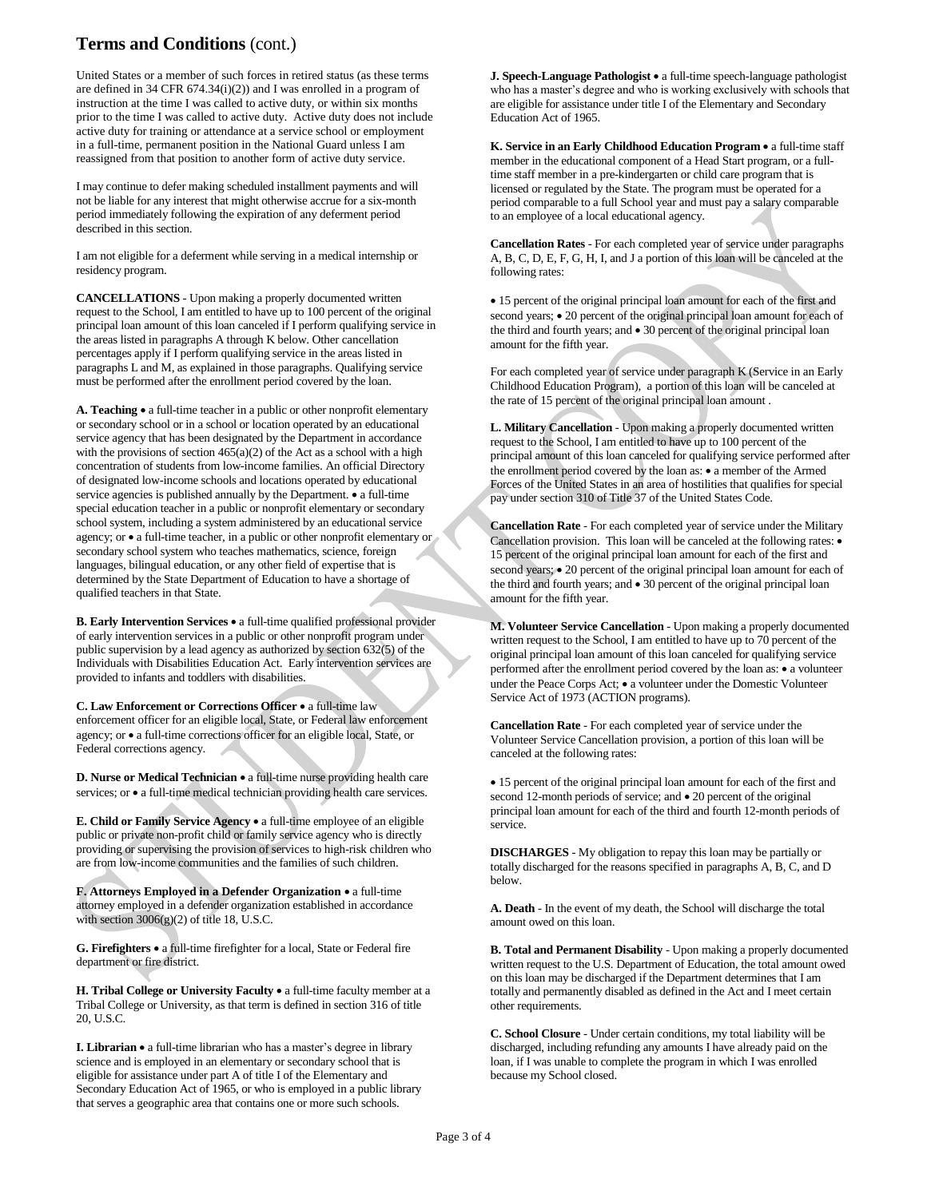## Terms and Conditions (cont.)

United States or a member of such forces in retired status (as these terms are defined in 34 CFR 674.34(i)(2)) and I was enrolled in a program of instruction at the time I was called to active duty, or within six months prior to the time I was called to active duty. Active duty does not include active duty for training or attendance at a service school or employment in a full-time, permanent position in the National Guard unless I am reassigned from that position to another form of active duty service.

I may continue to defer making scheduled installment payments and will not be liable for any interest that might otherwise accrue for a six-month period immediately following the expiration of any deferment period described in this section.

I am not eligible for a deferment while serving in a medical internship or residency program.

**CANCELLATIONS** - Upon making a properly documented written request to the School, I am entitled to have up to 100 percent of the original principal loan amount of this loan canceled if I perform qualifying service in the areas listed in paragraphs A through K below. Other cancellation percentages apply if I perform qualifying service in the areas listed in paragraphs L and M, as explained in those paragraphs. Qualifying service must be performed after the enrollment period covered by the loan.

**A. Teaching** • a full-time teacher in a public or other nonprofit elementary or secondary school or in a school or location operated by an educational service agency that has been designated by the Department in accordance with the provisions of section 465(a)(2) of the Act as a school with a high concentration of students from low-income families. An official Directory of designated low-income schools and locations operated by educational service agencies is published annually by the Department. • a full-time special education teacher in a public or nonprofit elementary or secondary school system, including a system administered by an educational service agency; or • a full-time teacher, in a public or other nonprofit elementary or secondary school system who teaches mathematics, science, foreign languages, bilingual education, or any other field of expertise that is determined by the State Department of Education to have a shortage of qualified teachers in that State.

**B. Early Intervention Services** • a full-time qualified professional provider of early intervention services in a public or other nonprofit program under public supervision by a lead agency as authorized by section 632(5) of the Individuals with Disabilities Education Act. Early intervention services are provided to infants and toddlers with disabilities.

**C. Law Enforcement or Corrections Officer** • a full-time law enforcement officer for an eligible local, State, or Federal law enforcement agency; or • a full-time corrections officer for an eligible local, State, or Federal corrections agency.

**D. Nurse or Medical Technician** • a full-time nurse providing health care services; or • a full-time medical technician providing health care services.

**E. Child or Family Service Agency** • a full-time employee of an eligible public or private non-profit child or family service agency who is directly providing or supervising the provision of services to high-risk children who are from low-income communities and the families of such children.

**F. Attorneys Employed in a Defender Organization** • a full-time attorney employed in a defender organization established in accordance with section 3006(g)(2) of title 18, U.S.C.

**G. Firefighters** • a full-time firefighter for a local, State or Federal fire department or fire district.

**H. Tribal College or University Faculty** • a full-time faculty member at a Tribal College or University, as that term is defined in section 316 of title 20, U.S.C.

**I. Librarian** • a full-time librarian who has a master's degree in library science and is employed in an elementary or secondary school that is eligible for assistance under part A of title I of the Elementary and Secondary Education Act of 1965, or who is employed in a public library that serves a geographic area that contains one or more such schools.

**J. Speech-Language Pathologist** • a full-time speech-language pathologist who has a master's degree and who is working exclusively with schools that are eligible for assistance under title I of the Elementary and Secondary Education Act of 1965.

**K. Service in an Early Childhood Education Program** • a full-time staff member in the educational component of a Head Start program, or a full-time staff member in a pre-kindergarten or child care program that is licensed or regulated by the State. The program must be operated for a period comparable to a full School year and must pay a salary comparable to an employee of a local educational agency.

**Cancellation Rates** - For each completed year of service under paragraphs A, B, C, D, E, F, G, H, I, and J a portion of this loan will be canceled at the following rates:

• 15 percent of the original principal loan amount for each of the first and second years; • 20 percent of the original principal loan amount for each of the third and fourth years; and • 30 percent of the original principal loan amount for the fifth year.

For each completed year of service under paragraph K (Service in an Early Childhood Education Program), a portion of this loan will be canceled at the rate of 15 percent of the original principal loan amount .

**L. Military Cancellation** - Upon making a properly documented written request to the School, I am entitled to have up to 100 percent of the principal amount of this loan canceled for qualifying service performed after the enrollment period covered by the loan as: • a member of the Armed Forces of the United States in an area of hostilities that qualifies for special pay under section 310 of Title 37 of the United States Code.

**Cancellation Rate** - For each completed year of service under the Military Cancellation provision. This loan will be canceled at the following rates: • 15 percent of the original principal loan amount for each of the first and second years; • 20 percent of the original principal loan amount for each of the third and fourth years; and • 30 percent of the original principal loan amount for the fifth year.

**M. Volunteer Service Cancellation** - Upon making a properly documented written request to the School, I am entitled to have up to 70 percent of the original principal loan amount of this loan canceled for qualifying service performed after the enrollment period covered by the loan as: • a volunteer under the Peace Corps Act; • a volunteer under the Domestic Volunteer Service Act of 1973 (ACTION programs).

**Cancellation Rate** - For each completed year of service under the Volunteer Service Cancellation provision, a portion of this loan will be canceled at the following rates:

• 15 percent of the original principal loan amount for each of the first and second 12-month periods of service; and • 20 percent of the original principal loan amount for each of the third and fourth 12-month periods of service.

**DISCHARGES** - My obligation to repay this loan may be partially or totally discharged for the reasons specified in paragraphs A, B, C, and D below.

**A. Death** - In the event of my death, the School will discharge the total amount owed on this loan.

**B. Total and Permanent Disability** - Upon making a properly documented written request to the U.S. Department of Education, the total amount owed on this loan may be discharged if the Department determines that I am totally and permanently disabled as defined in the Act and I meet certain other requirements.

**C. School Closure** - Under certain conditions, my total liability will be discharged, including refunding any amounts I have already paid on the loan, if I was unable to complete the program in which I was enrolled because my School closed.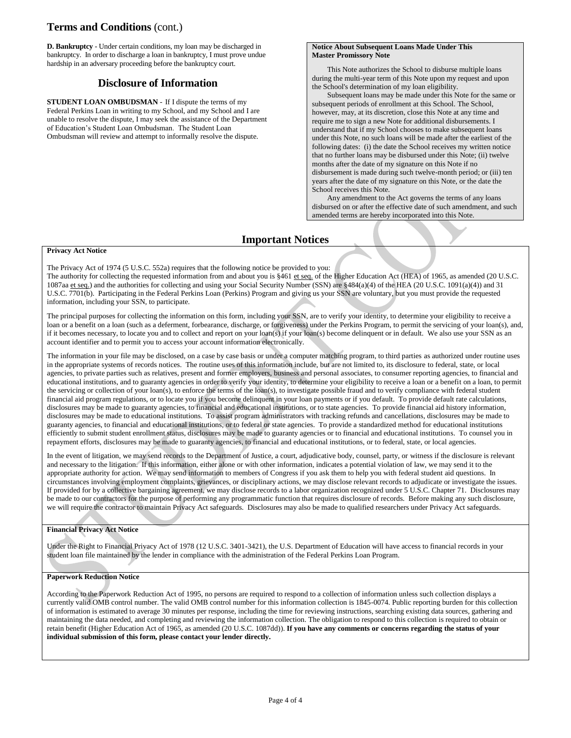## Terms and Conditions (cont.)

**D. Bankruptcy** - Under certain conditions, my loan may be discharged in bankruptcy. In order to discharge a loan in bankruptcy, I must prove undue hardship in an adversary proceeding before the bankruptcy court.

## Disclosure of Information

**STUDENT LOAN OMBUDSMAN** - If I dispute the terms of my Federal Perkins Loan in writing to my School, and my School and I are unable to resolve the dispute, I may seek the assistance of the Department of Education's Student Loan Ombudsman. The Student Loan Ombudsman will review and attempt to informally resolve the dispute.

**Notice About Subsequent Loans Made Under This Master Promissory Note**

This Note authorizes the School to disburse multiple loans during the multi-year term of this Note upon my request and upon the School's determination of my loan eligibility.

Subsequent loans may be made under this Note for the same or subsequent periods of enrollment at this School. The School, however, may, at its discretion, close this Note at any time and require me to sign a new Note for additional disbursements. I understand that if my School chooses to make subsequent loans under this Note, no such loans will be made after the earliest of the following dates: (i) the date the School receives my written notice that no further loans may be disbursed under this Note; (ii) twelve months after the date of my signature on this Note if no disbursement is made during such twelve-month period; or (iii) ten years after the date of my signature on this Note, or the date the School receives this Note.

Any amendment to the Act governs the terms of any loans disbursed on or after the effective date of such amendment, and such amended terms are hereby incorporated into this Note.

## Important Notices

**Privacy Act Notice**

The Privacy Act of 1974 (5 U.S.C. 552a) requires that the following notice be provided to you:
The authority for collecting the requested information from and about you is §461 et seq. of the Higher Education Act (HEA) of 1965, as amended (20 U.S.C. 1087aa et seq.) and the authorities for collecting and using your Social Security Number (SSN) are §484(a)(4) of the HEA (20 U.S.C. 1091(a)(4)) and 31 U.S.C. 7701(b). Participating in the Federal Perkins Loan (Perkins) Program and giving us your SSN are voluntary, but you must provide the requested information, including your SSN, to participate.

The principal purposes for collecting the information on this form, including your SSN, are to verify your identity, to determine your eligibility to receive a loan or a benefit on a loan (such as a deferment, forbearance, discharge, or forgiveness) under the Perkins Program, to permit the servicing of your loan(s), and, if it becomes necessary, to locate you and to collect and report on your loan(s) if your loan(s) become delinquent or in default. We also use your SSN as an account identifier and to permit you to access your account information electronically.

The information in your file may be disclosed, on a case by case basis or under a computer matching program, to third parties as authorized under routine uses in the appropriate systems of records notices. The routine uses of this information include, but are not limited to, its disclosure to federal, state, or local agencies, to private parties such as relatives, present and former employers, business and personal associates, to consumer reporting agencies, to financial and educational institutions, and to guaranty agencies in order to verify your identity, to determine your eligibility to receive a loan or a benefit on a loan, to permit the servicing or collection of your loan(s), to enforce the terms of the loan(s), to investigate possible fraud and to verify compliance with federal student financial aid program regulations, or to locate you if you become delinquent in your loan payments or if you default. To provide default rate calculations, disclosures may be made to guaranty agencies, to financial and educational institutions, or to state agencies. To provide financial aid history information, disclosures may be made to educational institutions. To assist program administrators with tracking refunds and cancellations, disclosures may be made to guaranty agencies, to financial and educational institutions, or to federal or state agencies. To provide a standardized method for educational institutions efficiently to submit student enrollment status, disclosures may be made to guaranty agencies or to financial and educational institutions. To counsel you in repayment efforts, disclosures may be made to guaranty agencies, to financial and educational institutions, or to federal, state, or local agencies.

In the event of litigation, we may send records to the Department of Justice, a court, adjudicative body, counsel, party, or witness if the disclosure is relevant and necessary to the litigation. If this information, either alone or with other information, indicates a potential violation of law, we may send it to the appropriate authority for action. We may send information to members of Congress if you ask them to help you with federal student aid questions. In circumstances involving employment complaints, grievances, or disciplinary actions, we may disclose relevant records to adjudicate or investigate the issues. If provided for by a collective bargaining agreement, we may disclose records to a labor organization recognized under 5 U.S.C. Chapter 71. Disclosures may be made to our contractors for the purpose of performing any programmatic function that requires disclosure of records. Before making any such disclosure, we will require the contractor to maintain Privacy Act safeguards. Disclosures may also be made to qualified researchers under Privacy Act safeguards.

**Financial Privacy Act Notice**

Under the Right to Financial Privacy Act of 1978 (12 U.S.C. 3401-3421), the U.S. Department of Education will have access to financial records in your student loan file maintained by the lender in compliance with the administration of the Federal Perkins Loan Program.

**Paperwork Reduction Notice**

According to the Paperwork Reduction Act of 1995, no persons are required to respond to a collection of information unless such collection displays a currently valid OMB control number. The valid OMB control number for this information collection is 1845-0074. Public reporting burden for this collection of information is estimated to average 30 minutes per response, including the time for reviewing instructions, searching existing data sources, gathering and maintaining the data needed, and completing and reviewing the information collection. The obligation to respond to this collection is required to obtain or retain benefit (Higher Education Act of 1965, as amended (20 U.S.C. 1087dd)). **If you have any comments or concerns regarding the status of your individual submission of this form, please contact your lender directly.**